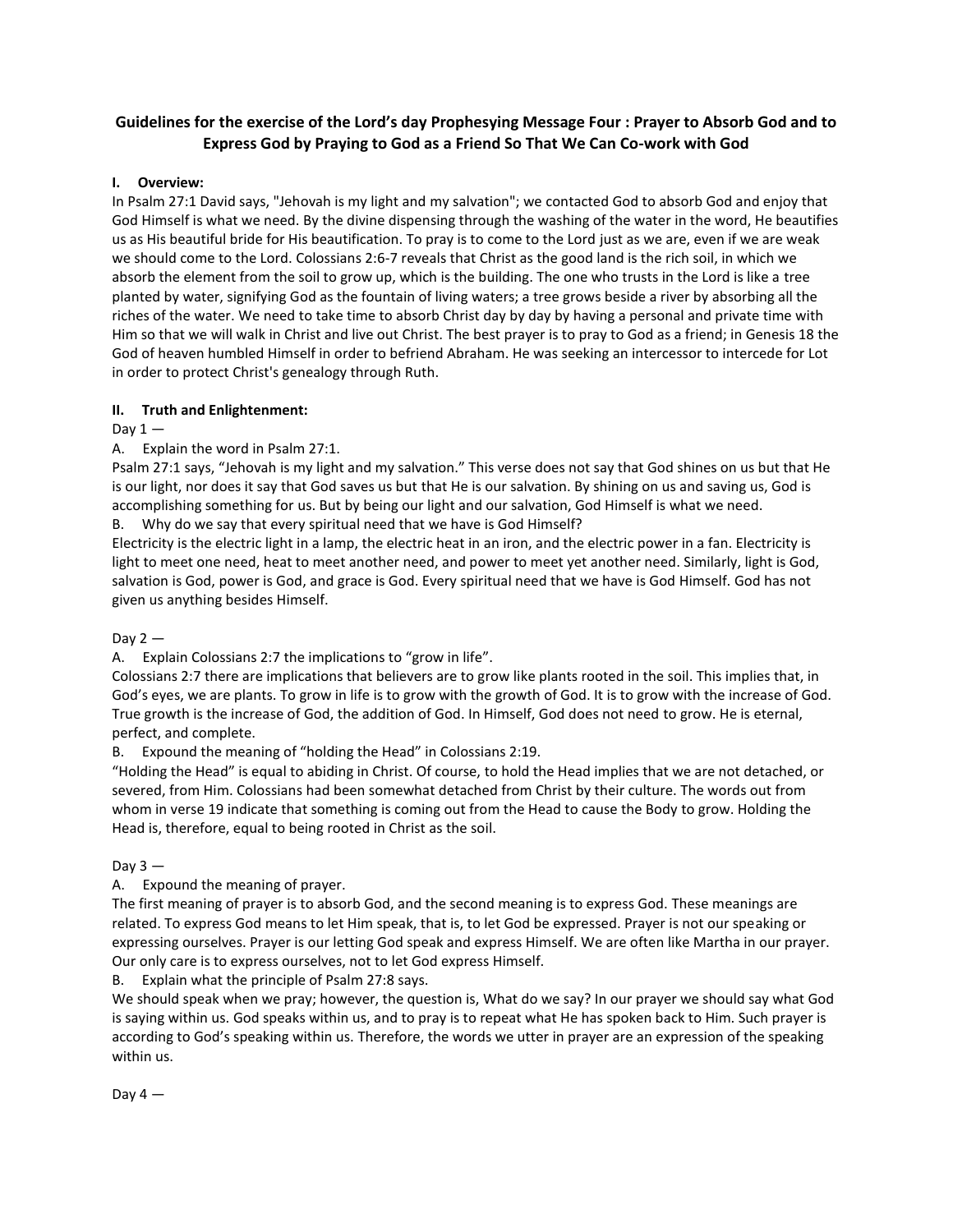# Guidelines for the exercise of the Lord's day Prophesying Message Four : Prayer to Absorb God and to Express God by Praying to God as a Friend So That We Can Co-work with God

## I. Overview:

In Psalm 27:1 David says, "Jehovah is my light and my salvation"; we contacted God to absorb God and enjoy that God Himself is what we need. By the divine dispensing through the washing of the water in the word, He beautifies us as His beautiful bride for His beautification. To pray is to come to the Lord just as we are, even if we are weak we should come to the Lord. Colossians 2:6-7 reveals that Christ as the good land is the rich soil, in which we absorb the element from the soil to grow up, which is the building. The one who trusts in the Lord is like a tree planted by water, signifying God as the fountain of living waters; a tree grows beside a river by absorbing all the riches of the water. We need to take time to absorb Christ day by day by having a personal and private time with Him so that we will walk in Christ and live out Christ. The best prayer is to pray to God as a friend; in Genesis 18 the God of heaven humbled Himself in order to befriend Abraham. He was seeking an intercessor to intercede for Lot in order to protect Christ's genealogy through Ruth.

## II. Truth and Enlightenment:

Day 1 —

A. Explain the word in Psalm 27:1.

Psalm 27:1 says, "Jehovah is my light and my salvation." This verse does not say that God shines on us but that He is our light, nor does it say that God saves us but that He is our salvation. By shining on us and saving us, God is accomplishing something for us. But by being our light and our salvation, God Himself is what we need.

B. Why do we say that every spiritual need that we have is God Himself?

Electricity is the electric light in a lamp, the electric heat in an iron, and the electric power in a fan. Electricity is light to meet one need, heat to meet another need, and power to meet yet another need. Similarly, light is God, salvation is God, power is God, and grace is God. Every spiritual need that we have is God Himself. God has not given us anything besides Himself.

Day 2 —

A. Explain Colossians 2:7 the implications to "grow in life".

Colossians 2:7 there are implications that believers are to grow like plants rooted in the soil. This implies that, in God's eyes, we are plants. To grow in life is to grow with the growth of God. It is to grow with the increase of God. True growth is the increase of God, the addition of God. In Himself, God does not need to grow. He is eternal, perfect, and complete.

B. Expound the meaning of "holding the Head" in Colossians 2:19.

"Holding the Head" is equal to abiding in Christ. Of course, to hold the Head implies that we are not detached, or severed, from Him. Colossians had been somewhat detached from Christ by their culture. The words out from whom in verse 19 indicate that something is coming out from the Head to cause the Body to grow. Holding the Head is, therefore, equal to being rooted in Christ as the soil.

Day 3 —

A. Expound the meaning of prayer.

The first meaning of prayer is to absorb God, and the second meaning is to express God. These meanings are related. To express God means to let Him speak, that is, to let God be expressed. Prayer is not our speaking or expressing ourselves. Prayer is our letting God speak and express Himself. We are often like Martha in our prayer. Our only care is to express ourselves, not to let God express Himself.

B. Explain what the principle of Psalm 27:8 says.

We should speak when we pray; however, the question is, What do we say? In our prayer we should say what God is saying within us. God speaks within us, and to pray is to repeat what He has spoken back to Him. Such prayer is according to God's speaking within us. Therefore, the words we utter in prayer are an expression of the speaking within us.

Day 4 —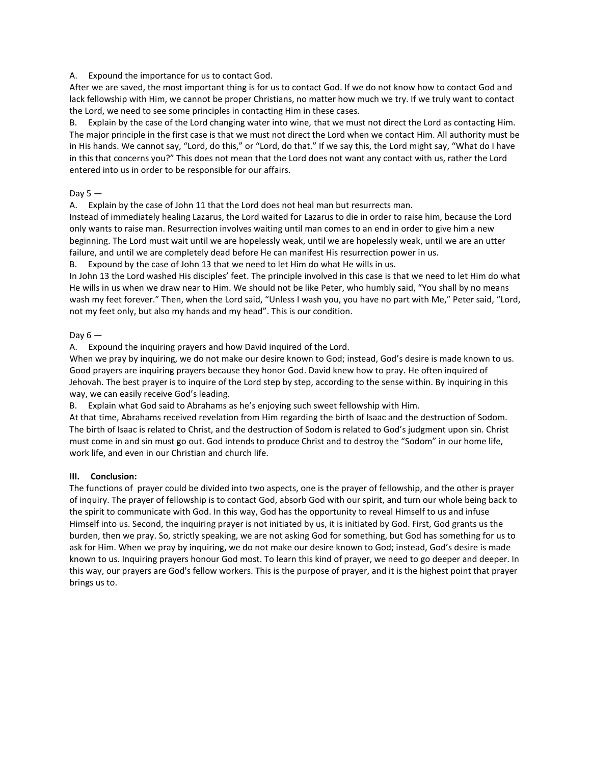A. Expound the importance for us to contact God.

After we are saved, the most important thing is for us to contact God. If we do not know how to contact God and lack fellowship with Him, we cannot be proper Christians, no matter how much we try. If we truly want to contact the Lord, we need to see some principles in contacting Him in these cases.

B. Explain by the case of the Lord changing water into wine, that we must not direct the Lord as contacting Him.

The major principle in the first case is that we must not direct the Lord when we contact Him. All authority must be in His hands. We cannot say, "Lord, do this," or "Lord, do that." If we say this, the Lord might say, "What do I have in this that concerns you?" This does not mean that the Lord does not want any contact with us, rather the Lord entered into us in order to be responsible for our affairs.

Day 5 —

A. Explain by the case of John 11 that the Lord does not heal man but resurrects man.

Instead of immediately healing Lazarus, the Lord waited for Lazarus to die in order to raise him, because the Lord only wants to raise man. Resurrection involves waiting until man comes to an end in order to give him a new beginning. The Lord must wait until we are hopelessly weak, until we are hopelessly weak, until we are an utter failure, and until we are completely dead before He can manifest His resurrection power in us.

B. Expound by the case of John 13 that we need to let Him do what He wills in us.

In John 13 the Lord washed His disciples' feet. The principle involved in this case is that we need to let Him do what He wills in us when we draw near to Him. We should not be like Peter, who humbly said, "You shall by no means wash my feet forever." Then, when the Lord said, "Unless I wash you, you have no part with Me," Peter said, "Lord, not my feet only, but also my hands and my head". This is our condition.

Day 6 —

A. Expound the inquiring prayers and how David inquired of the Lord.

When we pray by inquiring, we do not make our desire known to God; instead, God's desire is made known to us. Good prayers are inquiring prayers because they honor God. David knew how to pray. He often inquired of Jehovah. The best prayer is to inquire of the Lord step by step, according to the sense within. By inquiring in this way, we can easily receive God's leading.

B. Explain what God said to Abrahams as he's enjoying such sweet fellowship with Him.

At that time, Abrahams received revelation from Him regarding the birth of Isaac and the destruction of Sodom. The birth of Isaac is related to Christ, and the destruction of Sodom is related to God's judgment upon sin. Christ must come in and sin must go out. God intends to produce Christ and to destroy the "Sodom" in our home life, work life, and even in our Christian and church life.

**III. Conclusion:**

The functions of prayer could be divided into two aspects, one is the prayer of fellowship, and the other is prayer of inquiry. The prayer of fellowship is to contact God, absorb God with our spirit, and turn our whole being back to the spirit to communicate with God. In this way, God has the opportunity to reveal Himself to us and infuse Himself into us. Second, the inquiring prayer is not initiated by us, it is initiated by God. First, God grants us the burden, then we pray. So, strictly speaking, we are not asking God for something, but God has something for us to ask for Him. When we pray by inquiring, we do not make our desire known to God; instead, God's desire is made known to us. Inquiring prayers honour God most. To learn this kind of prayer, we need to go deeper and deeper. In this way, our prayers are God's fellow workers. This is the purpose of prayer, and it is the highest point that prayer brings us to.